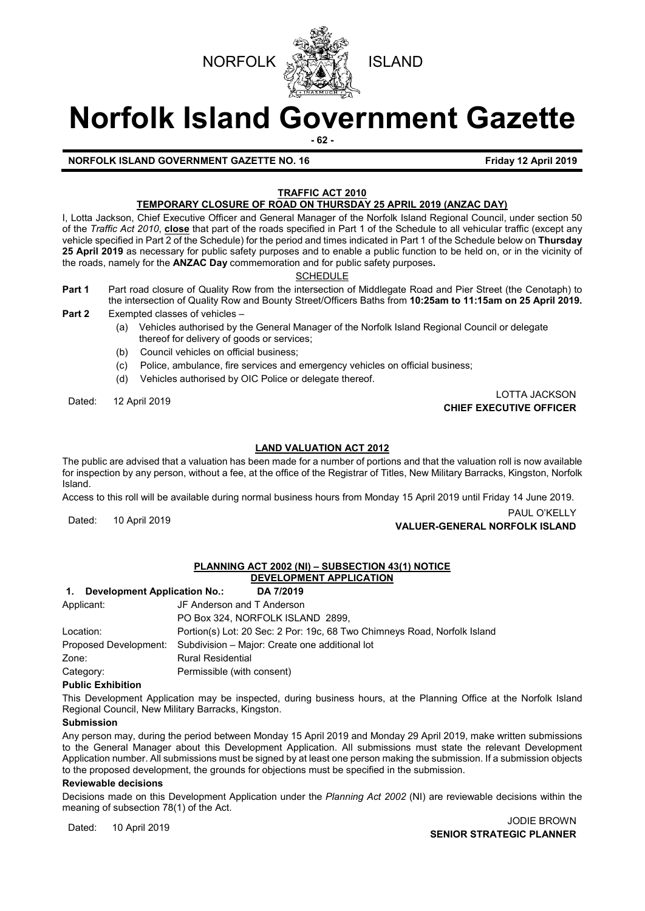NORFOLK ISLAND

# Norfolk Island Government Gazette

**NORFOLK ISLAND GOVERNMENT GAZETTE NO. 16** **Friday 12 April 2019**

## TRAFFIC ACT 2010

### TEMPORARY CLOSURE OF ROAD ON THURSDAY 25 APRIL 2019 (ANZAC DAY)

I, Lotta Jackson, Chief Executive Officer and General Manager of the Norfolk Island Regional Council, under section 50 of the *Traffic Act 2010*, **close** that part of the roads specified in Part 1 of the Schedule to all vehicular traffic (except any vehicle specified in Part 2 of the Schedule) for the period and times indicated in Part 1 of the Schedule below on **Thursday 25 April 2019** as necessary for public safety purposes and to enable a public function to be held on, or in the vicinity of the roads, namely for the **ANZAC Day** commemoration and for public safety purposes**.**

SCHEDULE

**Part 1** Part road closure of Quality Row from the intersection of Middlegate Road and Pier Street (the Cenotaph) to the intersection of Quality Row and Bounty Street/Officers Baths from **10:25am to 11:15am on 25 April 2019.**

**Part 2** Exempted classes of vehicles –

(a) Vehicles authorised by the General Manager of the Norfolk Island Regional Council or delegate thereof for delivery of goods or services;
(b) Council vehicles on official business;
(c) Police, ambulance, fire services and emergency vehicles on official business;
(d) Vehicles authorised by OIC Police or delegate thereof.

Dated: 12 April 2019

LOTTA JACKSON
**CHIEF EXECUTIVE OFFICER**

## LAND VALUATION ACT 2012

The public are advised that a valuation has been made for a number of portions and that the valuation roll is now available for inspection by any person, without a fee, at the office of the Registrar of Titles, New Military Barracks, Kingston, Norfolk Island.

Access to this roll will be available during normal business hours from Monday 15 April 2019 until Friday 14 June 2019.

Dated: 10 April 2019

PAUL O'KELLY
**VALUER-GENERAL NORFOLK ISLAND**

## PLANNING ACT 2002 (NI) – SUBSECTION 43(1) NOTICE

### DEVELOPMENT APPLICATION

**1. Development Application No.: DA 7/2019**

| | |
|---|---|
| Applicant: | JF Anderson and T Anderson<br>PO Box 324, NORFOLK ISLAND 2899, |
| Location: | Portion(s) Lot: 20 Sec: 2 Por: 19c, 68 Two Chimneys Road, Norfolk Island |
| Proposed Development: | Subdivision – Major: Create one additional lot |
| Zone: | Rural Residential |
| Category: | Permissible (with consent) |

**Public Exhibition**

This Development Application may be inspected, during business hours, at the Planning Office at the Norfolk Island Regional Council, New Military Barracks, Kingston.

**Submission**

Any person may, during the period between Monday 15 April 2019 and Monday 29 April 2019, make written submissions to the General Manager about this Development Application. All submissions must state the relevant Development Application number. All submissions must be signed by at least one person making the submission. If a submission objects to the proposed development, the grounds for objections must be specified in the submission.

**Reviewable decisions**

Decisions made on this Development Application under the *Planning Act 2002* (NI) are reviewable decisions within the meaning of subsection 78(1) of the Act.

Dated: 10 April 2019

JODIE BROWN
**SENIOR STRATEGIC PLANNER**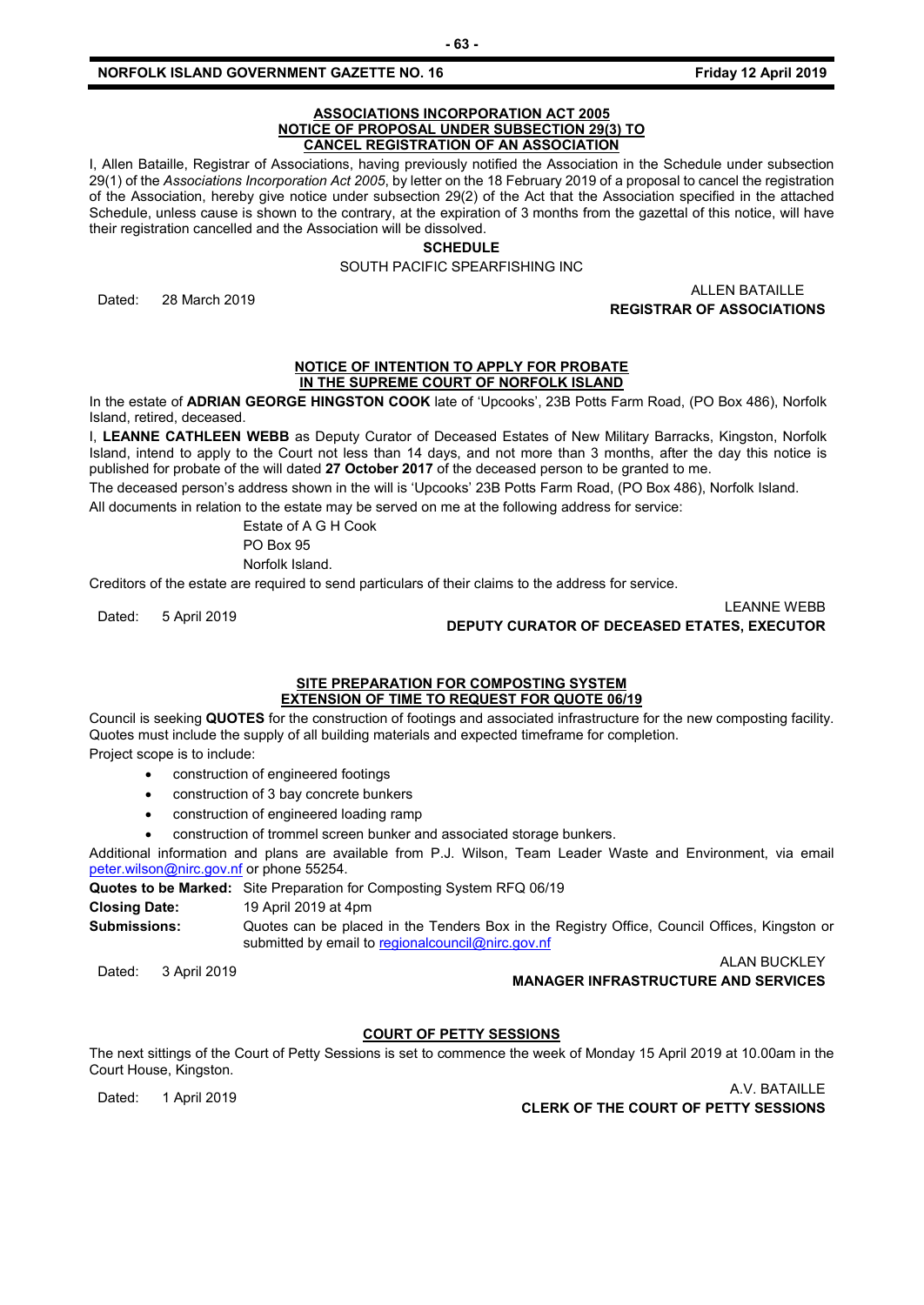## ASSOCIATIONS INCORPORATION ACT 2005
## NOTICE OF PROPOSAL UNDER SUBSECTION 29(3) TO CANCEL REGISTRATION OF AN ASSOCIATION

I, Allen Bataille, Registrar of Associations, having previously notified the Association in the Schedule under subsection 29(1) of the *Associations Incorporation Act 2005*, by letter on the 18 February 2019 of a proposal to cancel the registration of the Association, hereby give notice under subsection 29(2) of the Act that the Association specified in the attached Schedule, unless cause is shown to the contrary, at the expiration of 3 months from the gazettal of this notice, will have their registration cancelled and the Association will be dissolved.

**SCHEDULE**

SOUTH PACIFIC SPEARFISHING INC

Dated: 28 March 2019

ALLEN BATAILLE
**REGISTRAR OF ASSOCIATIONS**

## NOTICE OF INTENTION TO APPLY FOR PROBATE IN THE SUPREME COURT OF NORFOLK ISLAND

In the estate of **ADRIAN GEORGE HINGSTON COOK** late of 'Upcooks', 23B Potts Farm Road, (PO Box 486), Norfolk Island, retired, deceased.

I, **LEANNE CATHLEEN WEBB** as Deputy Curator of Deceased Estates of New Military Barracks, Kingston, Norfolk Island, intend to apply to the Court not less than 14 days, and not more than 3 months, after the day this notice is published for probate of the will dated **27 October 2017** of the deceased person to be granted to me.

The deceased person's address shown in the will is 'Upcooks' 23B Potts Farm Road, (PO Box 486), Norfolk Island.

All documents in relation to the estate may be served on me at the following address for service:

Estate of A G H Cook
PO Box 95
Norfolk Island.

Creditors of the estate are required to send particulars of their claims to the address for service.

Dated: 5 April 2019

LEANNE WEBB
**DEPUTY CURATOR OF DECEASED ETATES, EXECUTOR**

## SITE PREPARATION FOR COMPOSTING SYSTEM
## EXTENSION OF TIME TO REQUEST FOR QUOTE 06/19

Council is seeking **QUOTES** for the construction of footings and associated infrastructure for the new composting facility. Quotes must include the supply of all building materials and expected timeframe for completion.

Project scope is to include:

- construction of engineered footings
- construction of 3 bay concrete bunkers
- construction of engineered loading ramp
- construction of trommel screen bunker and associated storage bunkers.

Additional information and plans are available from P.J. Wilson, Team Leader Waste and Environment, via email peter.wilson@nirc.gov.nf or phone 55254.

**Quotes to be Marked:** Site Preparation for Composting System RFQ 06/19

**Closing Date:** 19 April 2019 at 4pm

**Submissions:** Quotes can be placed in the Tenders Box in the Registry Office, Council Offices, Kingston or submitted by email to regionalcouncil@nirc.gov.nf

Dated: 3 April 2019

ALAN BUCKLEY
**MANAGER INFRASTRUCTURE AND SERVICES**

## COURT OF PETTY SESSIONS

The next sittings of the Court of Petty Sessions is set to commence the week of Monday 15 April 2019 at 10.00am in the Court House, Kingston.

Dated: 1 April 2019

A.V. BATAILLE
**CLERK OF THE COURT OF PETTY SESSIONS**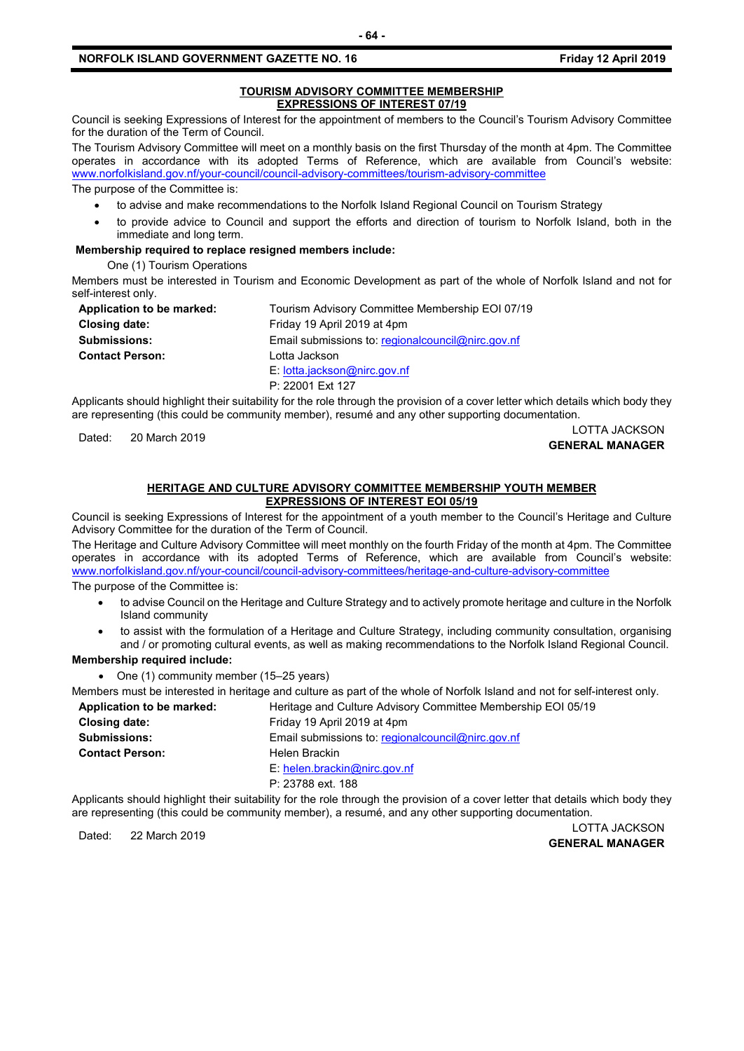## TOURISM ADVISORY COMMITTEE MEMBERSHIP EXPRESSIONS OF INTEREST 07/19

Council is seeking Expressions of Interest for the appointment of members to the Council's Tourism Advisory Committee for the duration of the Term of Council.

The Tourism Advisory Committee will meet on a monthly basis on the first Thursday of the month at 4pm. The Committee operates in accordance with its adopted Terms of Reference, which are available from Council's website: www.norfolkisland.gov.nf/your-council/council-advisory-committees/tourism-advisory-committee

The purpose of the Committee is:

- to advise and make recommendations to the Norfolk Island Regional Council on Tourism Strategy
- to provide advice to Council and support the efforts and direction of tourism to Norfolk Island, both in the immediate and long term.

**Membership required to replace resigned members include:**

One (1) Tourism Operations

Members must be interested in Tourism and Economic Development as part of the whole of Norfolk Island and not for self-interest only.

| | |
|---|---|
| **Application to be marked:** | Tourism Advisory Committee Membership EOI 07/19 |
| **Closing date:** | Friday 19 April 2019 at 4pm |
| **Submissions:** | Email submissions to: regionalcouncil@nirc.gov.nf |
| **Contact Person:** | Lotta Jackson<br>E: lotta.jackson@nirc.gov.nf<br>P: 22001 Ext 127 |

Applicants should highlight their suitability for the role through the provision of a cover letter which details which body they are representing (this could be community member), resumé and any other supporting documentation.

Dated: 20 March 2019

LOTTA JACKSON
**GENERAL MANAGER**

## HERITAGE AND CULTURE ADVISORY COMMITTEE MEMBERSHIP YOUTH MEMBER EXPRESSIONS OF INTEREST EOI 05/19

Council is seeking Expressions of Interest for the appointment of a youth member to the Council's Heritage and Culture Advisory Committee for the duration of the Term of Council.

The Heritage and Culture Advisory Committee will meet monthly on the fourth Friday of the month at 4pm. The Committee operates in accordance with its adopted Terms of Reference, which are available from Council's website: www.norfolkisland.gov.nf/your-council/council-advisory-committees/heritage-and-culture-advisory-committee

The purpose of the Committee is:

- to advise Council on the Heritage and Culture Strategy and to actively promote heritage and culture in the Norfolk Island community
- to assist with the formulation of a Heritage and Culture Strategy, including community consultation, organising and / or promoting cultural events, as well as making recommendations to the Norfolk Island Regional Council.

**Membership required include:**

- One (1) community member (15–25 years)

Members must be interested in heritage and culture as part of the whole of Norfolk Island and not for self-interest only.

| | |
|---|---|
| **Application to be marked:** | Heritage and Culture Advisory Committee Membership EOI 05/19 |
| **Closing date:** | Friday 19 April 2019 at 4pm |
| **Submissions:** | Email submissions to: regionalcouncil@nirc.gov.nf |
| **Contact Person:** | Helen Brackin<br>E: helen.brackin@nirc.gov.nf<br>P: 23788 ext. 188 |

Applicants should highlight their suitability for the role through the provision of a cover letter that details which body they are representing (this could be community member), a resumé, and any other supporting documentation.

Dated: 22 March 2019

LOTTA JACKSON
**GENERAL MANAGER**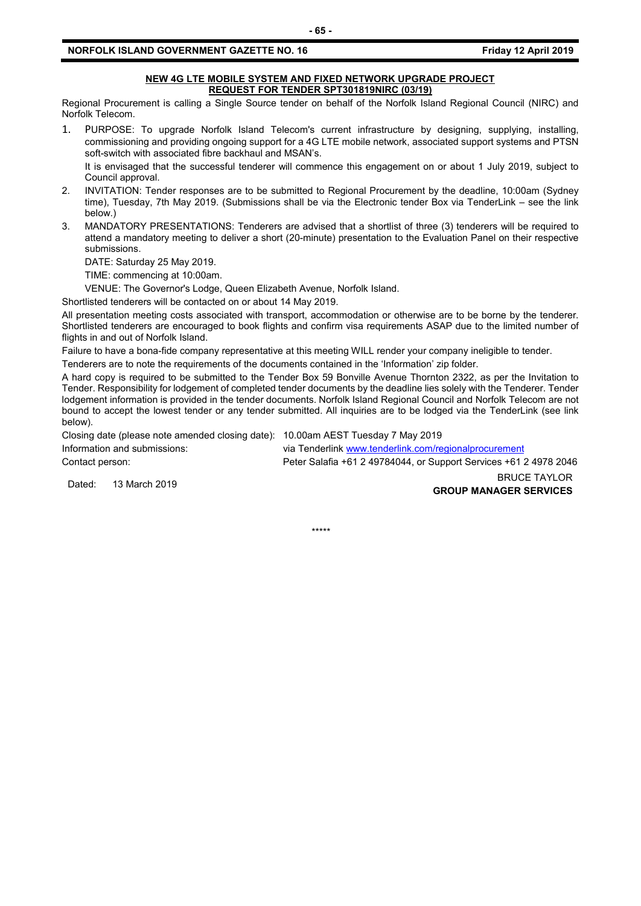**NEW 4G LTE MOBILE SYSTEM AND FIXED NETWORK UPGRADE PROJECT**
**REQUEST FOR TENDER SPT301819NIRC (03/19)**

Regional Procurement is calling a Single Source tender on behalf of the Norfolk Island Regional Council (NIRC) and Norfolk Telecom.

1. PURPOSE: To upgrade Norfolk Island Telecom's current infrastructure by designing, supplying, installing, commissioning and providing ongoing support for a 4G LTE mobile network, associated support systems and PTSN soft-switch with associated fibre backhaul and MSAN's.

   It is envisaged that the successful tenderer will commence this engagement on or about 1 July 2019, subject to Council approval.

2. INVITATION: Tender responses are to be submitted to Regional Procurement by the deadline, 10:00am (Sydney time), Tuesday, 7th May 2019. (Submissions shall be via the Electronic tender Box via TenderLink – see the link below.)

3. MANDATORY PRESENTATIONS: Tenderers are advised that a shortlist of three (3) tenderers will be required to attend a mandatory meeting to deliver a short (20-minute) presentation to the Evaluation Panel on their respective submissions.

   DATE: Saturday 25 May 2019.

   TIME: commencing at 10:00am.

   VENUE: The Governor's Lodge, Queen Elizabeth Avenue, Norfolk Island.

Shortlisted tenderers will be contacted on or about 14 May 2019.

All presentation meeting costs associated with transport, accommodation or otherwise are to be borne by the tenderer. Shortlisted tenderers are encouraged to book flights and confirm visa requirements ASAP due to the limited number of flights in and out of Norfolk Island.

Failure to have a bona-fide company representative at this meeting WILL render your company ineligible to tender.

Tenderers are to note the requirements of the documents contained in the 'Information' zip folder.

A hard copy is required to be submitted to the Tender Box 59 Bonville Avenue Thornton 2322, as per the Invitation to Tender. Responsibility for lodgement of completed tender documents by the deadline lies solely with the Tenderer. Tender lodgement information is provided in the tender documents. Norfolk Island Regional Council and Norfolk Telecom are not bound to accept the lowest tender or any tender submitted. All inquiries are to be lodged via the TenderLink (see link below).

| | |
|---|---|
| Closing date (please note amended closing date): | 10.00am AEST Tuesday 7 May 2019 |
| Information and submissions: | via Tenderlink www.tenderlink.com/regionalprocurement |
| Contact person: | Peter Salafia +61 2 49784044, or Support Services +61 2 4978 2046 |

Dated: 13 March 2019

BRUCE TAYLOR
**GROUP MANAGER SERVICES**

*****